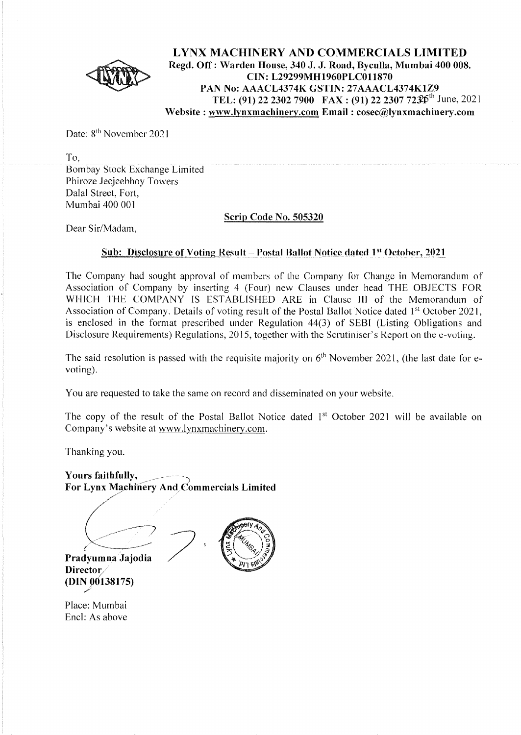# LYNX MACHINERY AND COMMERCIALS LIMITED

**Regd. Off : Warden House, 340 J. J. Road, Byculla, Mumbai 400 008.**
**CIN: L29299MH1960PLC011870**
**PAN No: AACL4374K GSTIN: 27AAACL4374K1Z9**
**TEL: (91) 22 2302 7900 FAX : (91) 22 2307 7231** 26th June, 2021
**Website : www.lynxmachinery.com Email : cosec@lynxmachinery.com**

Date: 8th November 2021

To,
Bombay Stock Exchange Limited
Phiroze Jeejeebhoy Towers
Dalal Street, Fort,
Mumbai 400 001

**Scrip Code No. 505320**

Dear Sir/Madam,

**Sub: Disclosure of Voting Result – Postal Ballot Notice dated 1st October, 2021**

The Company had sought approval of members of the Company for Change in Memorandum of Association of Company by inserting 4 (Four) new Clauses under head THE OBJECTS FOR WHICH THE COMPANY IS ESTABLISHED ARE in Clause III of the Memorandum of Association of Company. Details of voting result of the Postal Ballot Notice dated 1st October 2021, is enclosed in the format prescribed under Regulation 44(3) of SEBI (Listing Obligations and Disclosure Requirements) Regulations, 2015, together with the Scrutiniser's Report on the e-voting.

The said resolution is passed with the requisite majority on 6th November 2021, (the last date for e-voting).

You are requested to take the same on record and disseminated on your website.

The copy of the result of the Postal Ballot Notice dated 1st October 2021 will be available on Company's website at www.lynxmachinery.com.

Thanking you.

**Yours faithfully,**
**For Lynx Machinery And Commercials Limited**

**Pradyumna Jajodia**
**Director**
**(DIN 00138175)**

Place: Mumbai
Encl: As above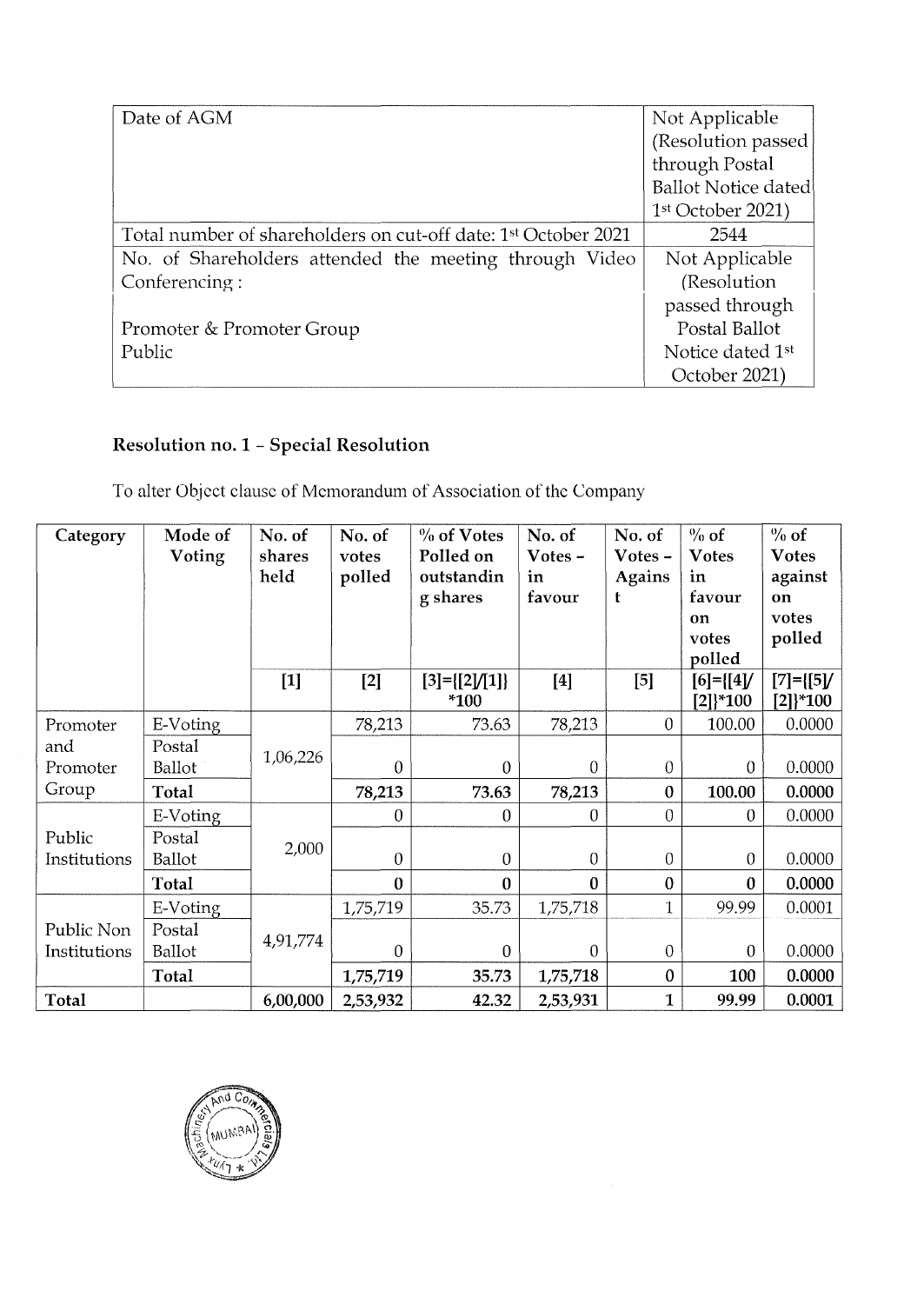| Date of AGM | Not Applicable (Resolution passed through Postal Ballot Notice dated 1st October 2021) |
|---|---|
| Total number of shareholders on cut-off date: 1st October 2021 | 2544 |
| No. of Shareholders attended the meeting through Video Conferencing :<br><br>Promoter & Promoter Group<br>Public | Not Applicable (Resolution passed through Postal Ballot Notice dated 1st October 2021) |

**Resolution no. 1 – Special Resolution**

To alter Object clause of Memorandum of Association of the Company

| Category | Mode of Voting | No. of shares held | No. of votes polled | % of Votes Polled on outstanding shares | No. of Votes – in favour | No. of Votes – Against | % of Votes in favour on votes polled | % of Votes against on votes polled |
|---|---|---|---|---|---|---|---|---|
| | | [1] | [2] | [3]={[2]/[1]}*100 | [4] | [5] | [6]={[4]/[2]}*100 | [7]={[5]/[2]}*100 |
| Promoter and Promoter Group | E-Voting | 1,06,226 | 78,213 | 73.63 | 78,213 | 0 | 100.00 | 0.0000 |
| | Postal Ballot | | 0 | 0 | 0 | 0 | 0 | 0.0000 |
| | **Total** | | **78,213** | **73.63** | **78,213** | **0** | **100.00** | **0.0000** |
| Public Institutions | E-Voting | 2,000 | 0 | 0 | 0 | 0 | 0 | 0.0000 |
| | Postal Ballot | | 0 | 0 | 0 | 0 | 0 | 0.0000 |
| | **Total** | | **0** | **0** | **0** | **0** | **0** | **0.0000** |
| Public Non Institutions | E-Voting | 4,91,774 | 1,75,719 | 35.73 | 1,75,718 | 1 | 99.99 | 0.0001 |
| | Postal Ballot | | 0 | 0 | 0 | 0 | 0 | 0.0000 |
| | **Total** | | **1,75,719** | **35.73** | **1,75,718** | **0** | **100** | **0.0000** |
| **Total** | | **6,00,000** | **2,53,932** | **42.32** | **2,53,931** | **1** | **99.99** | **0.0001** |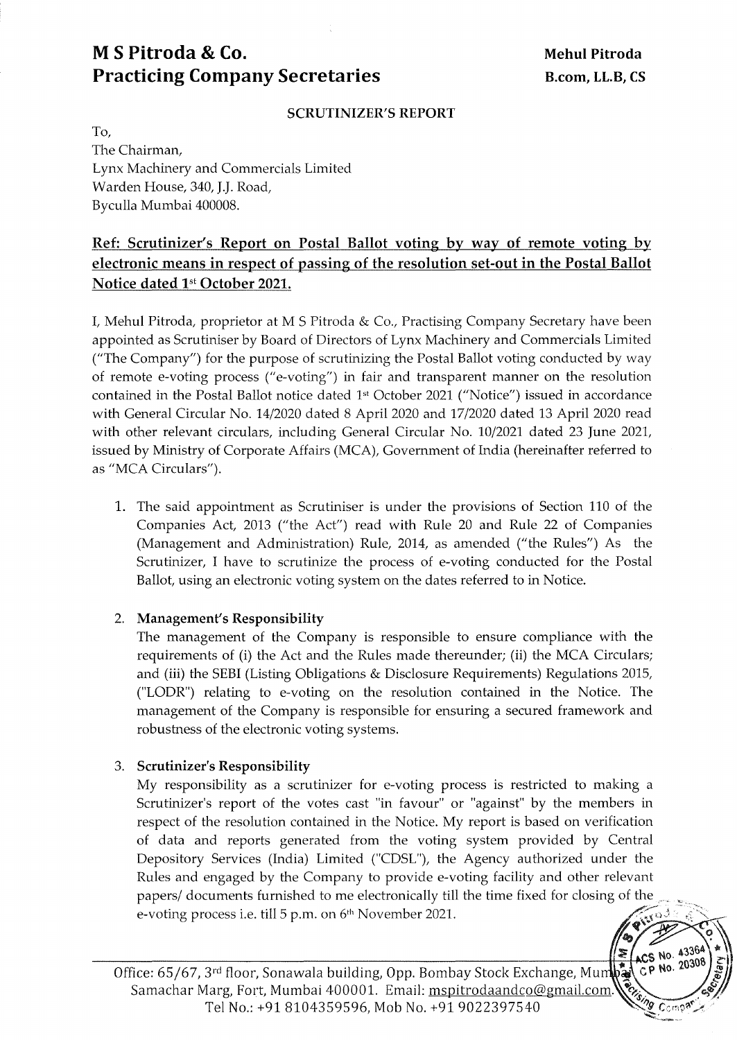# M S Pitroda & Co.
# Practicing Company Secretaries

**Mehul Pitroda**
**B.com, LL.B, CS**

**SCRUTINIZER'S REPORT**

To,
The Chairman,
Lynx Machinery and Commercials Limited
Warden House, 340, J.J. Road,
Byculla Mumbai 400008.

**Ref: Scrutinizer's Report on Postal Ballot voting by way of remote voting by electronic means in respect of passing of the resolution set-out in the Postal Ballot Notice dated 1st October 2021.**

I, Mehul Pitroda, proprietor at M S Pitroda & Co., Practising Company Secretary have been appointed as Scrutiniser by Board of Directors of Lynx Machinery and Commercials Limited ("The Company") for the purpose of scrutinizing the Postal Ballot voting conducted by way of remote e-voting process ("e-voting") in fair and transparent manner on the resolution contained in the Postal Ballot notice dated 1st October 2021 ("Notice") issued in accordance with General Circular No. 14/2020 dated 8 April 2020 and 17/2020 dated 13 April 2020 read with other relevant circulars, including General Circular No. 10/2021 dated 23 June 2021, issued by Ministry of Corporate Affairs (MCA), Government of India (hereinafter referred to as "MCA Circulars").

1. The said appointment as Scrutiniser is under the provisions of Section 110 of the Companies Act, 2013 ("the Act") read with Rule 20 and Rule 22 of Companies (Management and Administration) Rule, 2014, as amended ("the Rules") As the Scrutinizer, I have to scrutinize the process of e-voting conducted for the Postal Ballot, using an electronic voting system on the dates referred to in Notice.

2. **Management's Responsibility**
   The management of the Company is responsible to ensure compliance with the requirements of (i) the Act and the Rules made thereunder; (ii) the MCA Circulars; and (iii) the SEBI (Listing Obligations & Disclosure Requirements) Regulations 2015, ("LODR") relating to e-voting on the resolution contained in the Notice. The management of the Company is responsible for ensuring a secured framework and robustness of the electronic voting systems.

3. **Scrutinizer's Responsibility**
   My responsibility as a scrutinizer for e-voting process is restricted to making a Scrutinizer's report of the votes cast "in favour" or "against" by the members in respect of the resolution contained in the Notice. My report is based on verification of data and reports generated from the voting system provided by Central Depository Services (India) Limited ("CDSL"), the Agency authorized under the Rules and engaged by the Company to provide e-voting facility and other relevant papers/ documents furnished to me electronically till the time fixed for closing of the e-voting process i.e. till 5 p.m. on 6th November 2021.

Office: 65/67, 3rd floor, Sonawala building, Opp. Bombay Stock Exchange, Mumbai Samachar Marg, Fort, Mumbai 400001. Email: mspitrodaandco@gmail.com. Tel No.: +91 8104359596, Mob No. +91 9022397540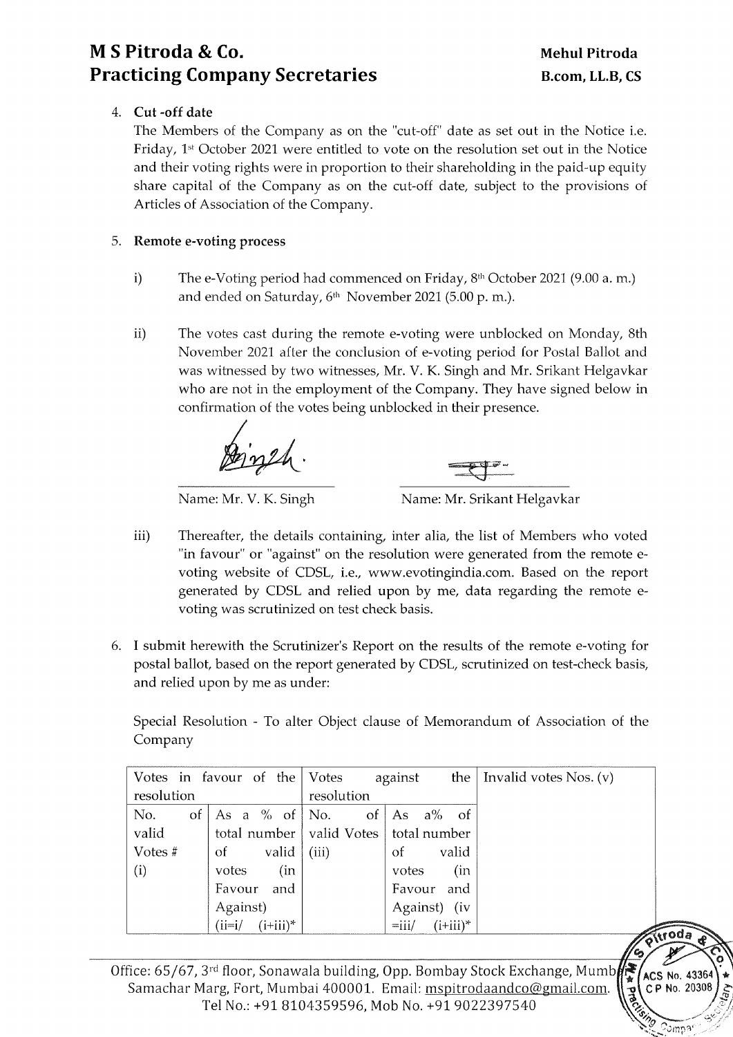4. **Cut -off date**

   The Members of the Company as on the "cut-off" date as set out in the Notice i.e. Friday, 1st October 2021 were entitled to vote on the resolution set out in the Notice and their voting rights were in proportion to their shareholding in the paid-up equity share capital of the Company as on the cut-off date, subject to the provisions of Articles of Association of the Company.

5. **Remote e-voting process**

   i) The e-Voting period had commenced on Friday, 8th October 2021 (9.00 a. m.) and ended on Saturday, 6th November 2021 (5.00 p. m.).

   ii) The votes cast during the remote e-voting were unblocked on Monday, 8th November 2021 after the conclusion of e-voting period for Postal Ballot and was witnessed by two witnesses, Mr. V. K. Singh and Mr. Srikant Helgavkar who are not in the employment of the Company. They have signed below in confirmation of the votes being unblocked in their presence.

   Name: Mr. V. K. Singh

   Name: Mr. Srikant Helgavkar

   iii) Thereafter, the details containing, inter alia, the list of Members who voted "in favour" or "against" on the resolution were generated from the remote e-voting website of CDSL, i.e., www.evotingindia.com. Based on the report generated by CDSL and relied upon by me, data regarding the remote e-voting was scrutinized on test check basis.

6. I submit herewith the Scrutinizer's Report on the results of the remote e-voting for postal ballot, based on the report generated by CDSL, scrutinized on test-check basis, and relied upon by me as under:

   Special Resolution - To alter Object clause of Memorandum of Association of the Company

| Votes in favour of the resolution | | Votes against the resolution | | Invalid votes Nos. (v) |
|---|---|---|---|---|
| No. of valid Votes # (i) | As a % of total number of valid votes (in Favour and Against) (ii=i/ (i+iii)* | No. of valid Votes (iii) | As a% of total number of valid votes (in Favour and Against) (iv =iii/ (i+iii)* | |

Office: 65/67, 3rd floor, Sonawala building, Opp. Bombay Stock Exchange, Mumbai Samachar Marg, Fort, Mumbai 400001. Email: mspitrodaandco@gmail.com. Tel No.: +91 8104359596, Mob No. +91 9022397540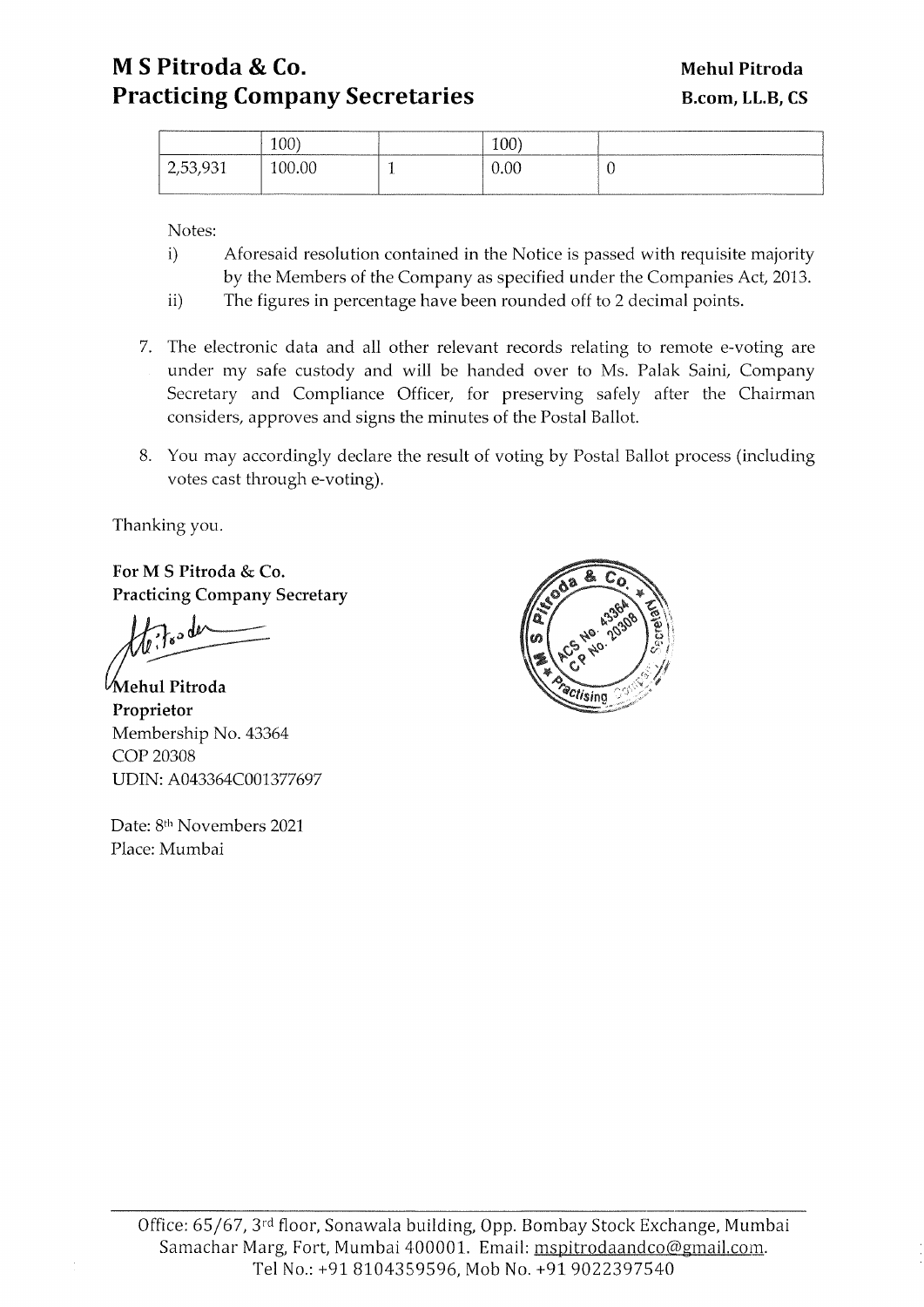# M S Pitroda & Co.

# Practicing Company Secretaries

**Mehul Pitroda**
**B.com, LL.B, CS**

| | | | | |
|---|---|---|---|---|
| | 100) | | 100) | |
| 2,53,931 | 100.00 | 1 | 0.00 | 0 |

Notes:

i) Aforesaid resolution contained in the Notice is passed with requisite majority by the Members of the Company as specified under the Companies Act, 2013.

ii) The figures in percentage have been rounded off to 2 decimal points.

7. The electronic data and all other relevant records relating to remote e-voting are under my safe custody and will be handed over to Ms. Palak Saini, Company Secretary and Compliance Officer, for preserving safely after the Chairman considers, approves and signs the minutes of the Postal Ballot.

8. You may accordingly declare the result of voting by Postal Ballot process (including votes cast through e-voting).

Thanking you.

**For M S Pitroda & Co.**
**Practicing Company Secretary**

**Mehul Pitroda**
**Proprietor**
Membership No. 43364
COP 20308
UDIN: A043364C001377697

Date: 8th Novembers 2021
Place: Mumbai

Office: 65/67, 3rd floor, Sonawala building, Opp. Bombay Stock Exchange, Mumbai Samachar Marg, Fort, Mumbai 400001. Email: mspitrodaandco@gmail.com.
Tel No.: +91 8104359596, Mob No. +91 9022397540